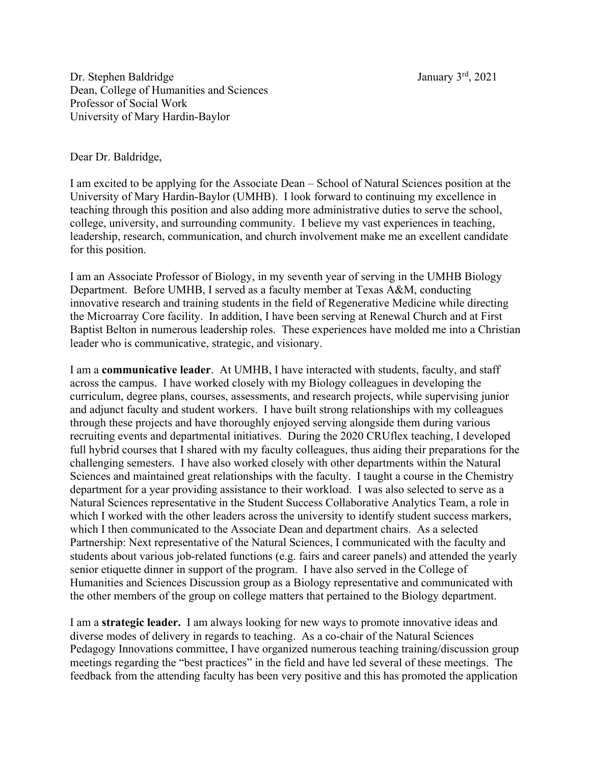Dr. Stephen Baldridge
Dean, College of Humanities and Sciences
Professor of Social Work
University of Mary Hardin-Baylor

January 3rd, 2021

Dear Dr. Baldridge,

I am excited to be applying for the Associate Dean – School of Natural Sciences position at the University of Mary Hardin-Baylor (UMHB). I look forward to continuing my excellence in teaching through this position and also adding more administrative duties to serve the school, college, university, and surrounding community. I believe my vast experiences in teaching, leadership, research, communication, and church involvement make me an excellent candidate for this position.

I am an Associate Professor of Biology, in my seventh year of serving in the UMHB Biology Department. Before UMHB, I served as a faculty member at Texas A&M, conducting innovative research and training students in the field of Regenerative Medicine while directing the Microarray Core facility. In addition, I have been serving at Renewal Church and at First Baptist Belton in numerous leadership roles. These experiences have molded me into a Christian leader who is communicative, strategic, and visionary.

I am a **communicative leader**. At UMHB, I have interacted with students, faculty, and staff across the campus. I have worked closely with my Biology colleagues in developing the curriculum, degree plans, courses, assessments, and research projects, while supervising junior and adjunct faculty and student workers. I have built strong relationships with my colleagues through these projects and have thoroughly enjoyed serving alongside them during various recruiting events and departmental initiatives. During the 2020 CRUflex teaching, I developed full hybrid courses that I shared with my faculty colleagues, thus aiding their preparations for the challenging semesters. I have also worked closely with other departments within the Natural Sciences and maintained great relationships with the faculty. I taught a course in the Chemistry department for a year providing assistance to their workload. I was also selected to serve as a Natural Sciences representative in the Student Success Collaborative Analytics Team, a role in which I worked with the other leaders across the university to identify student success markers, which I then communicated to the Associate Dean and department chairs. As a selected Partnership: Next representative of the Natural Sciences, I communicated with the faculty and students about various job-related functions (e.g. fairs and career panels) and attended the yearly senior etiquette dinner in support of the program. I have also served in the College of Humanities and Sciences Discussion group as a Biology representative and communicated with the other members of the group on college matters that pertained to the Biology department.

I am a **strategic leader.** I am always looking for new ways to promote innovative ideas and diverse modes of delivery in regards to teaching. As a co-chair of the Natural Sciences Pedagogy Innovations committee, I have organized numerous teaching training/discussion group meetings regarding the "best practices" in the field and have led several of these meetings. The feedback from the attending faculty has been very positive and this has promoted the application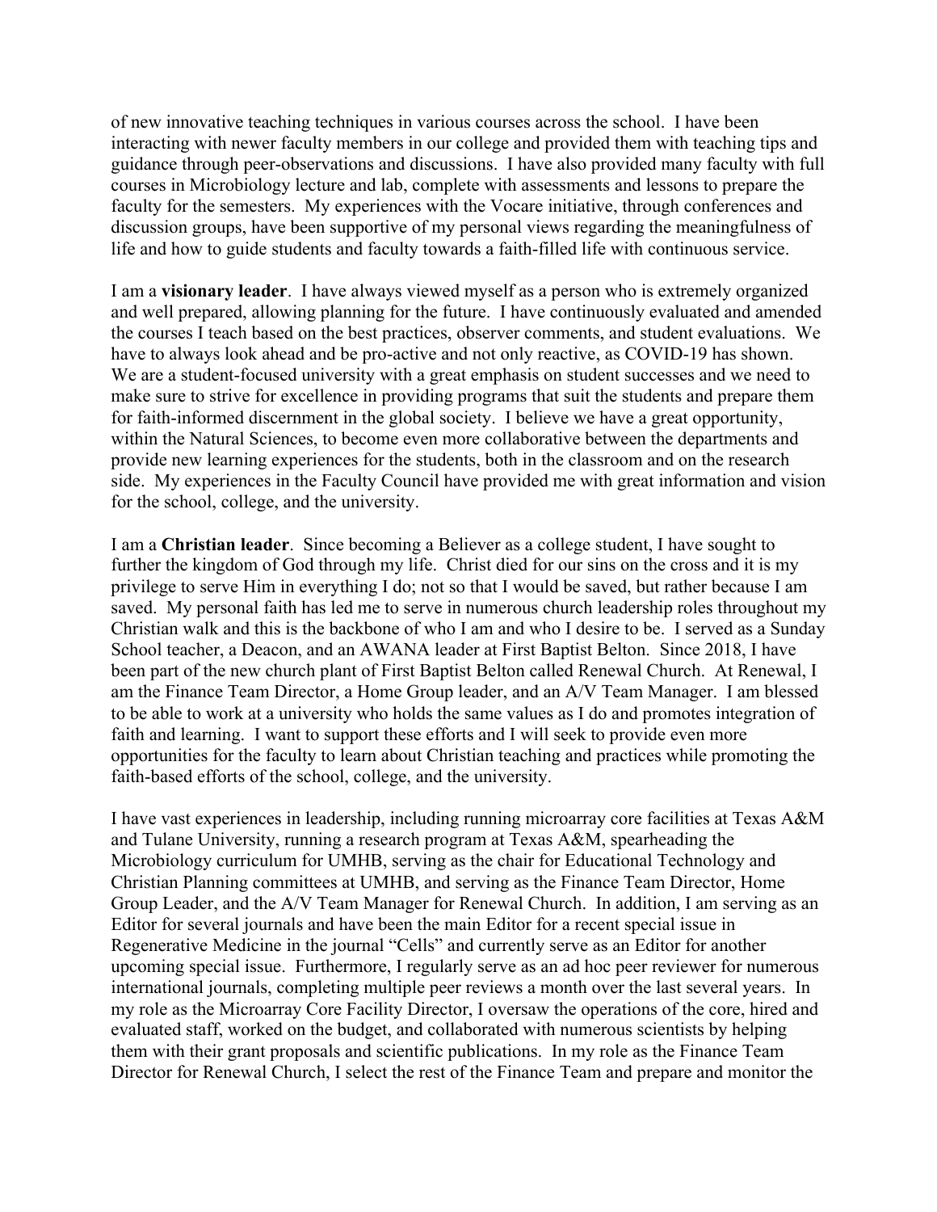of new innovative teaching techniques in various courses across the school. I have been interacting with newer faculty members in our college and provided them with teaching tips and guidance through peer-observations and discussions. I have also provided many faculty with full courses in Microbiology lecture and lab, complete with assessments and lessons to prepare the faculty for the semesters. My experiences with the Vocare initiative, through conferences and discussion groups, have been supportive of my personal views regarding the meaningfulness of life and how to guide students and faculty towards a faith-filled life with continuous service.

I am a **visionary leader**. I have always viewed myself as a person who is extremely organized and well prepared, allowing planning for the future. I have continuously evaluated and amended the courses I teach based on the best practices, observer comments, and student evaluations. We have to always look ahead and be pro-active and not only reactive, as COVID-19 has shown. We are a student-focused university with a great emphasis on student successes and we need to make sure to strive for excellence in providing programs that suit the students and prepare them for faith-informed discernment in the global society. I believe we have a great opportunity, within the Natural Sciences, to become even more collaborative between the departments and provide new learning experiences for the students, both in the classroom and on the research side. My experiences in the Faculty Council have provided me with great information and vision for the school, college, and the university.

I am a **Christian leader**. Since becoming a Believer as a college student, I have sought to further the kingdom of God through my life. Christ died for our sins on the cross and it is my privilege to serve Him in everything I do; not so that I would be saved, but rather because I am saved. My personal faith has led me to serve in numerous church leadership roles throughout my Christian walk and this is the backbone of who I am and who I desire to be. I served as a Sunday School teacher, a Deacon, and an AWANA leader at First Baptist Belton. Since 2018, I have been part of the new church plant of First Baptist Belton called Renewal Church. At Renewal, I am the Finance Team Director, a Home Group leader, and an A/V Team Manager. I am blessed to be able to work at a university who holds the same values as I do and promotes integration of faith and learning. I want to support these efforts and I will seek to provide even more opportunities for the faculty to learn about Christian teaching and practices while promoting the faith-based efforts of the school, college, and the university.

I have vast experiences in leadership, including running microarray core facilities at Texas A&M and Tulane University, running a research program at Texas A&M, spearheading the Microbiology curriculum for UMHB, serving as the chair for Educational Technology and Christian Planning committees at UMHB, and serving as the Finance Team Director, Home Group Leader, and the A/V Team Manager for Renewal Church. In addition, I am serving as an Editor for several journals and have been the main Editor for a recent special issue in Regenerative Medicine in the journal "Cells" and currently serve as an Editor for another upcoming special issue. Furthermore, I regularly serve as an ad hoc peer reviewer for numerous international journals, completing multiple peer reviews a month over the last several years. In my role as the Microarray Core Facility Director, I oversaw the operations of the core, hired and evaluated staff, worked on the budget, and collaborated with numerous scientists by helping them with their grant proposals and scientific publications. In my role as the Finance Team Director for Renewal Church, I select the rest of the Finance Team and prepare and monitor the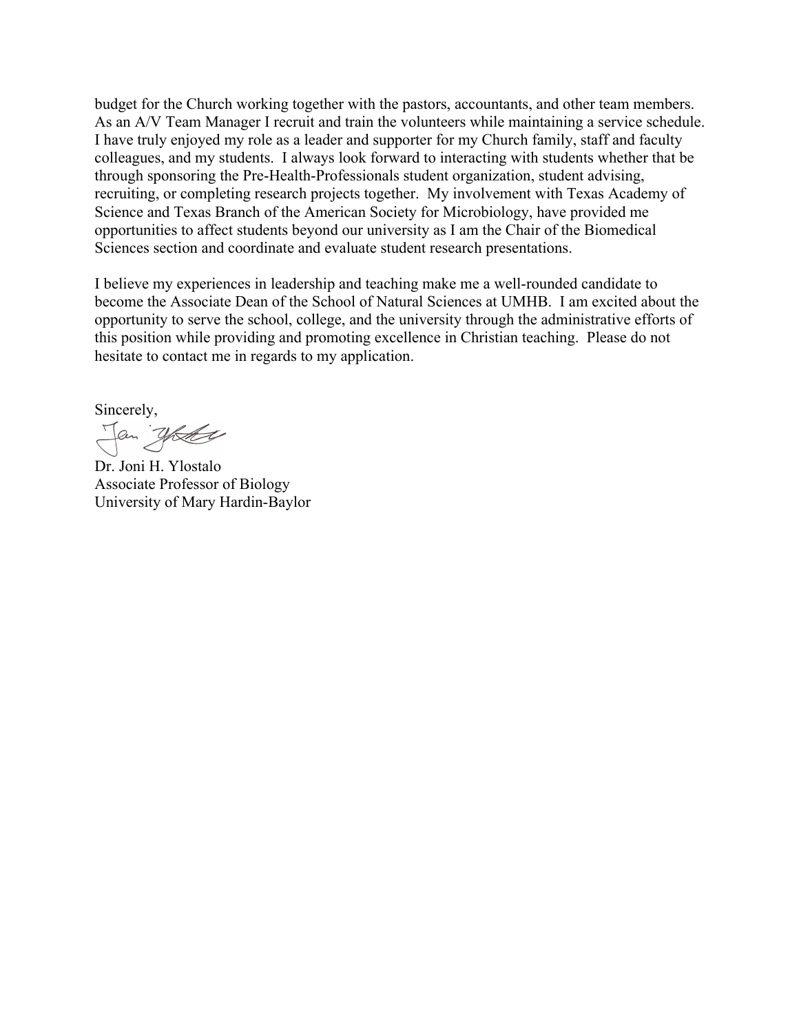budget for the Church working together with the pastors, accountants, and other team members. As an A/V Team Manager I recruit and train the volunteers while maintaining a service schedule. I have truly enjoyed my role as a leader and supporter for my Church family, staff and faculty colleagues, and my students. I always look forward to interacting with students whether that be through sponsoring the Pre-Health-Professionals student organization, student advising, recruiting, or completing research projects together. My involvement with Texas Academy of Science and Texas Branch of the American Society for Microbiology, have provided me opportunities to affect students beyond our university as I am the Chair of the Biomedical Sciences section and coordinate and evaluate student research presentations.

I believe my experiences in leadership and teaching make me a well-rounded candidate to become the Associate Dean of the School of Natural Sciences at UMHB. I am excited about the opportunity to serve the school, college, and the university through the administrative efforts of this position while providing and promoting excellence in Christian teaching. Please do not hesitate to contact me in regards to my application.

Sincerely,

Dr. Joni H. Ylostalo
Associate Professor of Biology
University of Mary Hardin-Baylor